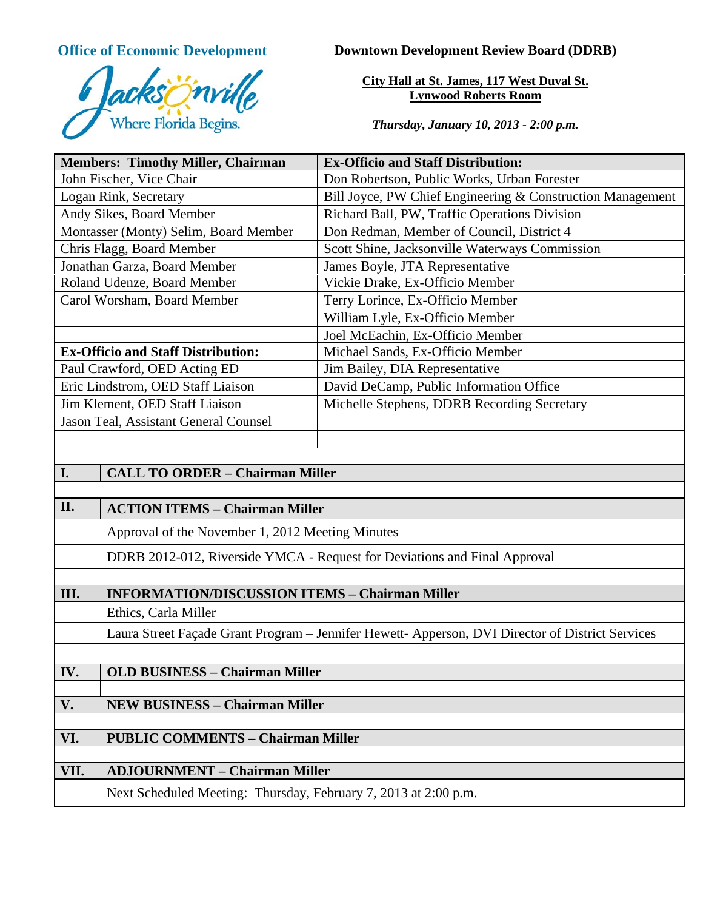**Office of Economic Development**

Jacksonville
Where Florida Begins.

**Downtown Development Review Board (DDRB)**

**City Hall at St. James, 117 West Duval St.**
**Lynwood Roberts Room**

***Thursday, January 10, 2013 - 2:00 p.m.***

| **Members: Timothy Miller, Chairman** | **Ex-Officio and Staff Distribution:** |
|---|---|
| John Fischer, Vice Chair | Don Robertson, Public Works, Urban Forester |
| Logan Rink, Secretary | Bill Joyce, PW Chief Engineering & Construction Management |
| Andy Sikes, Board Member | Richard Ball, PW, Traffic Operations Division |
| Montasser (Monty) Selim, Board Member | Don Redman, Member of Council, District 4 |
| Chris Flagg, Board Member | Scott Shine, Jacksonville Waterways Commission |
| Jonathan Garza, Board Member | James Boyle, JTA Representative |
| Roland Udenze, Board Member | Vickie Drake, Ex-Officio Member |
| Carol Worsham, Board Member | Terry Lorince, Ex-Officio Member |
| | William Lyle, Ex-Officio Member |
| | Joel McEachin, Ex-Officio Member |
| **Ex-Officio and Staff Distribution:** | Michael Sands, Ex-Officio Member |
| Paul Crawford, OED Acting ED | Jim Bailey, DIA Representative |
| Eric Lindstrom, OED Staff Liaison | David DeCamp, Public Information Office |
| Jim Klement, OED Staff Liaison | Michelle Stephens, DDRB Recording Secretary |
| Jason Teal, Assistant General Counsel | |

| | |
|---|---|
| **I.** | **CALL TO ORDER – Chairman Miller** |
| | |
| **II.** | **ACTION ITEMS – Chairman Miller** |
| | Approval of the November 1, 2012 Meeting Minutes |
| | DDRB 2012-012, Riverside YMCA - Request for Deviations and Final Approval |
| | |
| **III.** | **INFORMATION/DISCUSSION ITEMS – Chairman Miller** |
| | Ethics, Carla Miller |
| | Laura Street Façade Grant Program – Jennifer Hewett- Apperson, DVI Director of District Services |
| | |
| **IV.** | **OLD BUSINESS – Chairman Miller** |
| | |
| **V.** | **NEW BUSINESS – Chairman Miller** |
| | |
| **VI.** | **PUBLIC COMMENTS – Chairman Miller** |
| | |
| **VII.** | **ADJOURNMENT – Chairman Miller** |
| | Next Scheduled Meeting: Thursday, February 7, 2013 at 2:00 p.m. |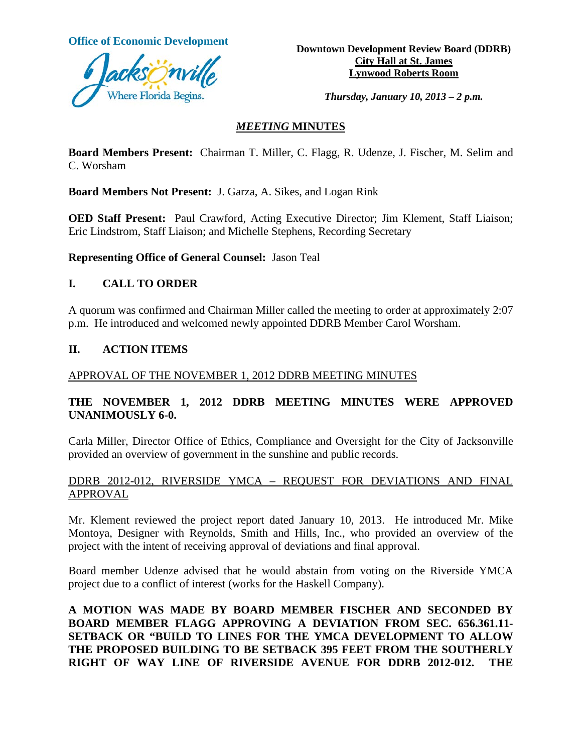**Office of Economic Development**

**Downtown Development Review Board (DDRB)**
**City Hall at St. James**
**Lynwood Roberts Room**

***Thursday, January 10, 2013 – 2 p.m.***

## *MEETING* MINUTES

**Board Members Present:** Chairman T. Miller, C. Flagg, R. Udenze, J. Fischer, M. Selim and C. Worsham

**Board Members Not Present:** J. Garza, A. Sikes, and Logan Rink

**OED Staff Present:** Paul Crawford, Acting Executive Director; Jim Klement, Staff Liaison; Eric Lindstrom, Staff Liaison; and Michelle Stephens, Recording Secretary

**Representing Office of General Counsel:** Jason Teal

## I. CALL TO ORDER

A quorum was confirmed and Chairman Miller called the meeting to order at approximately 2:07 p.m. He introduced and welcomed newly appointed DDRB Member Carol Worsham.

## II. ACTION ITEMS

APPROVAL OF THE NOVEMBER 1, 2012 DDRB MEETING MINUTES

**THE NOVEMBER 1, 2012 DDRB MEETING MINUTES WERE APPROVED UNANIMOUSLY 6-0.**

Carla Miller, Director Office of Ethics, Compliance and Oversight for the City of Jacksonville provided an overview of government in the sunshine and public records.

DDRB 2012-012, RIVERSIDE YMCA – REQUEST FOR DEVIATIONS AND FINAL APPROVAL

Mr. Klement reviewed the project report dated January 10, 2013. He introduced Mr. Mike Montoya, Designer with Reynolds, Smith and Hills, Inc., who provided an overview of the project with the intent of receiving approval of deviations and final approval.

Board member Udenze advised that he would abstain from voting on the Riverside YMCA project due to a conflict of interest (works for the Haskell Company).

**A MOTION WAS MADE BY BOARD MEMBER FISCHER AND SECONDED BY BOARD MEMBER FLAGG APPROVING A DEVIATION FROM SEC. 656.361.11- SETBACK OR "BUILD TO LINES FOR THE YMCA DEVELOPMENT TO ALLOW THE PROPOSED BUILDING TO BE SETBACK 395 FEET FROM THE SOUTHERLY RIGHT OF WAY LINE OF RIVERSIDE AVENUE FOR DDRB 2012-012. THE**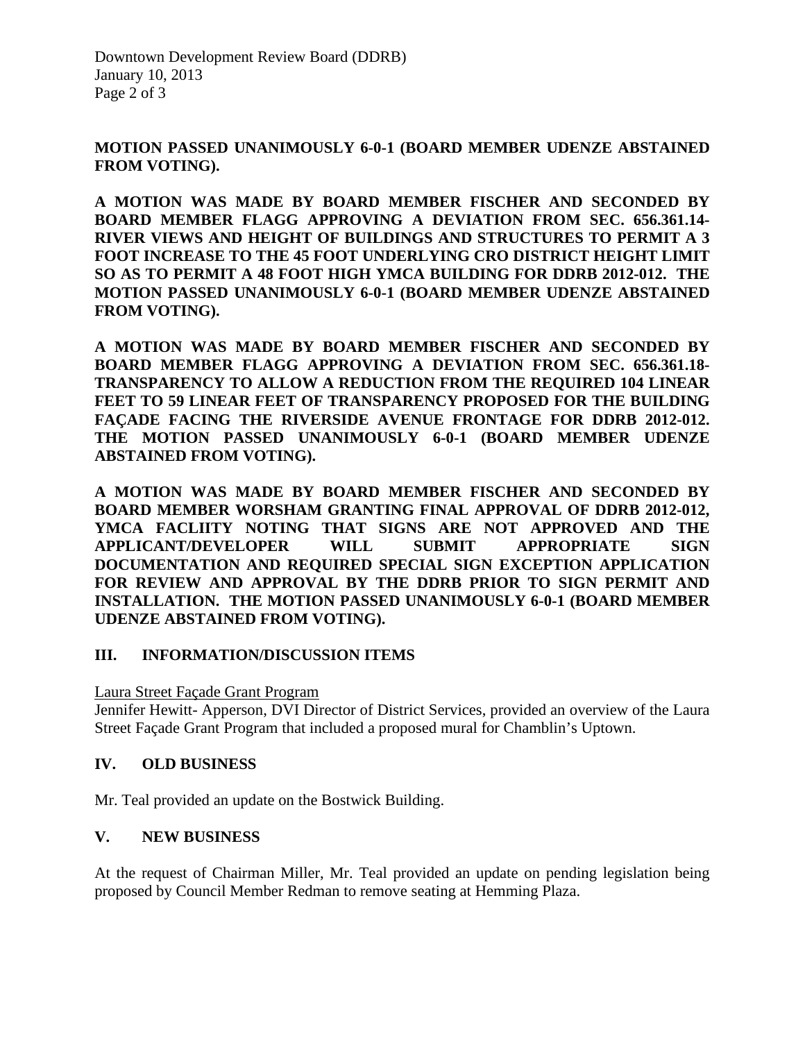**MOTION PASSED UNANIMOUSLY 6-0-1 (BOARD MEMBER UDENZE ABSTAINED FROM VOTING).**

**A MOTION WAS MADE BY BOARD MEMBER FISCHER AND SECONDED BY BOARD MEMBER FLAGG APPROVING A DEVIATION FROM SEC. 656.361.14-RIVER VIEWS AND HEIGHT OF BUILDINGS AND STRUCTURES TO PERMIT A 3 FOOT INCREASE TO THE 45 FOOT UNDERLYING CRO DISTRICT HEIGHT LIMIT SO AS TO PERMIT A 48 FOOT HIGH YMCA BUILDING FOR DDRB 2012-012. THE MOTION PASSED UNANIMOUSLY 6-0-1 (BOARD MEMBER UDENZE ABSTAINED FROM VOTING).**

**A MOTION WAS MADE BY BOARD MEMBER FISCHER AND SECONDED BY BOARD MEMBER FLAGG APPROVING A DEVIATION FROM SEC. 656.361.18-TRANSPARENCY TO ALLOW A REDUCTION FROM THE REQUIRED 104 LINEAR FEET TO 59 LINEAR FEET OF TRANSPARENCY PROPOSED FOR THE BUILDING FAÇADE FACING THE RIVERSIDE AVENUE FRONTAGE FOR DDRB 2012-012. THE MOTION PASSED UNANIMOUSLY 6-0-1 (BOARD MEMBER UDENZE ABSTAINED FROM VOTING).**

**A MOTION WAS MADE BY BOARD MEMBER FISCHER AND SECONDED BY BOARD MEMBER WORSHAM GRANTING FINAL APPROVAL OF DDRB 2012-012, YMCA FACLIITY NOTING THAT SIGNS ARE NOT APPROVED AND THE APPLICANT/DEVELOPER WILL SUBMIT APPROPRIATE SIGN DOCUMENTATION AND REQUIRED SPECIAL SIGN EXCEPTION APPLICATION FOR REVIEW AND APPROVAL BY THE DDRB PRIOR TO SIGN PERMIT AND INSTALLATION. THE MOTION PASSED UNANIMOUSLY 6-0-1 (BOARD MEMBER UDENZE ABSTAINED FROM VOTING).**

## III. INFORMATION/DISCUSSION ITEMS

Laura Street Façade Grant Program

Jennifer Hewitt- Apperson, DVI Director of District Services, provided an overview of the Laura Street Façade Grant Program that included a proposed mural for Chamblin's Uptown.

## IV. OLD BUSINESS

Mr. Teal provided an update on the Bostwick Building.

## V. NEW BUSINESS

At the request of Chairman Miller, Mr. Teal provided an update on pending legislation being proposed by Council Member Redman to remove seating at Hemming Plaza.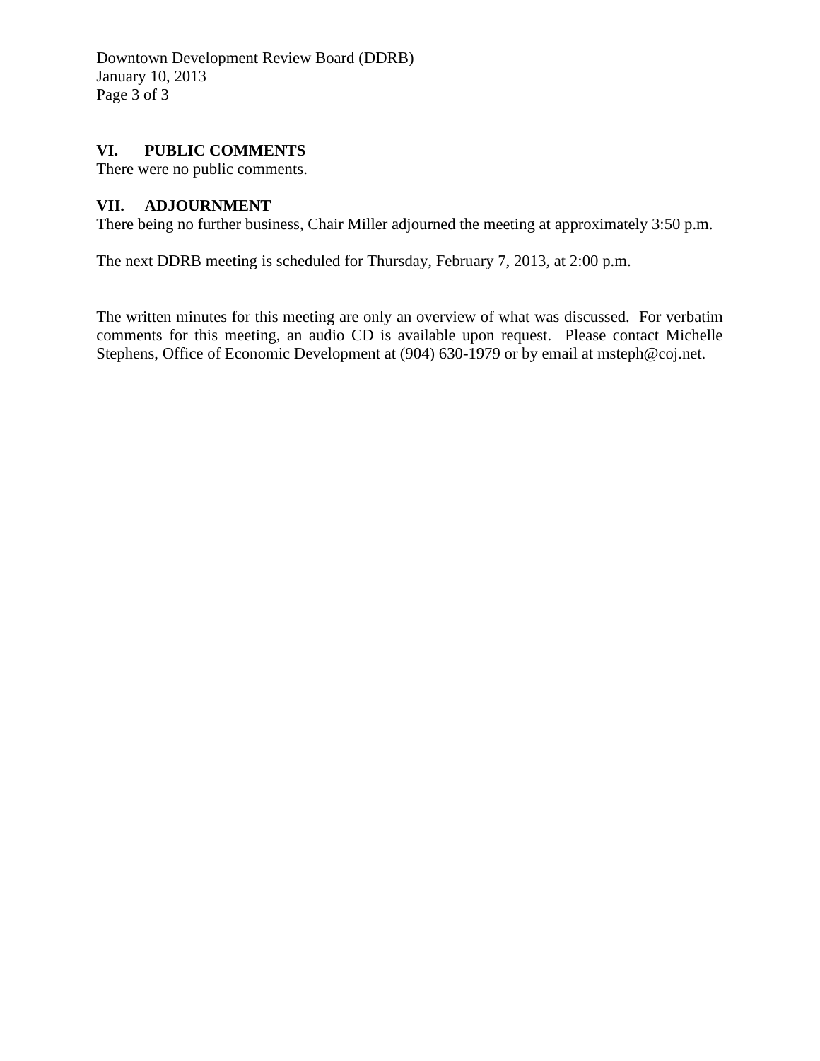## VI. PUBLIC COMMENTS

There were no public comments.

## VII. ADJOURNMENT

There being no further business, Chair Miller adjourned the meeting at approximately 3:50 p.m.

The next DDRB meeting is scheduled for Thursday, February 7, 2013, at 2:00 p.m.

The written minutes for this meeting are only an overview of what was discussed. For verbatim comments for this meeting, an audio CD is available upon request. Please contact Michelle Stephens, Office of Economic Development at (904) 630-1979 or by email at msteph@coj.net.